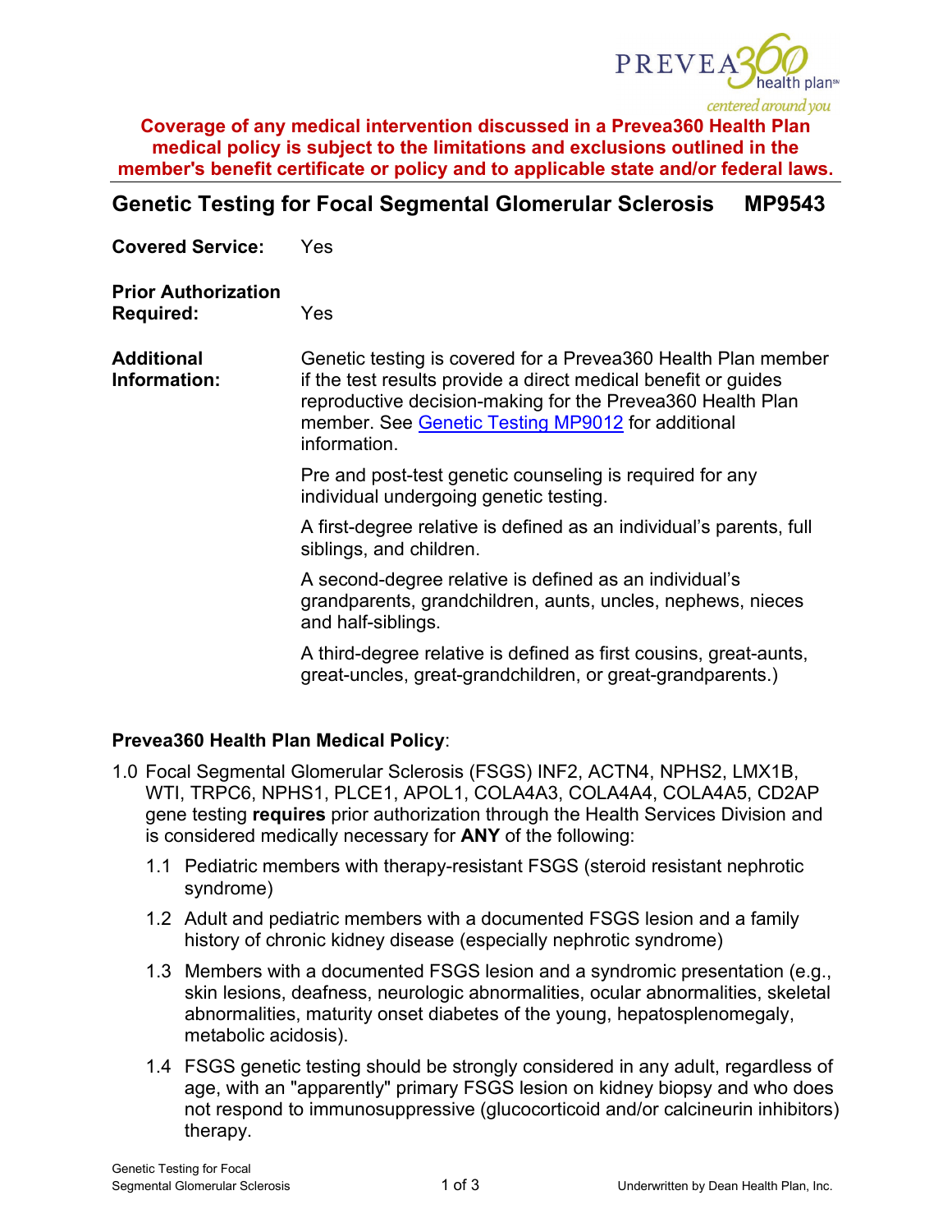**Coverage of any medical intervention discussed in a Prevea360 Health Plan medical policy is subject to the limitations and exclusions outlined in the member's benefit certificate or policy and to applicable state and/or federal laws.**

## Genetic Testing for Focal Segmental Glomerular Sclerosis MP9543

**Covered Service:** Yes

**Prior Authorization Required:** Yes

**Additional Information:** Genetic testing is covered for a Prevea360 Health Plan member if the test results provide a direct medical benefit or guides reproductive decision-making for the Prevea360 Health Plan member. See Genetic Testing MP9012 for additional information.

Pre and post-test genetic counseling is required for any individual undergoing genetic testing.

A first-degree relative is defined as an individual's parents, full siblings, and children.

A second-degree relative is defined as an individual's grandparents, grandchildren, aunts, uncles, nephews, nieces and half-siblings.

A third-degree relative is defined as first cousins, great-aunts, great-uncles, great-grandchildren, or great-grandparents.)

**Prevea360 Health Plan Medical Policy**:

1.0 Focal Segmental Glomerular Sclerosis (FSGS) INF2, ACTN4, NPHS2, LMX1B, WTI, TRPC6, NPHS1, PLCE1, APOL1, COLA4A3, COLA4A4, COLA4A5, CD2AP gene testing **requires** prior authorization through the Health Services Division and is considered medically necessary for **ANY** of the following:

- 1.1 Pediatric members with therapy-resistant FSGS (steroid resistant nephrotic syndrome)
- 1.2 Adult and pediatric members with a documented FSGS lesion and a family history of chronic kidney disease (especially nephrotic syndrome)
- 1.3 Members with a documented FSGS lesion and a syndromic presentation (e.g., skin lesions, deafness, neurologic abnormalities, ocular abnormalities, skeletal abnormalities, maturity onset diabetes of the young, hepatosplenomegaly, metabolic acidosis).
- 1.4 FSGS genetic testing should be strongly considered in any adult, regardless of age, with an "apparently" primary FSGS lesion on kidney biopsy and who does not respond to immunosuppressive (glucocorticoid and/or calcineurin inhibitors) therapy.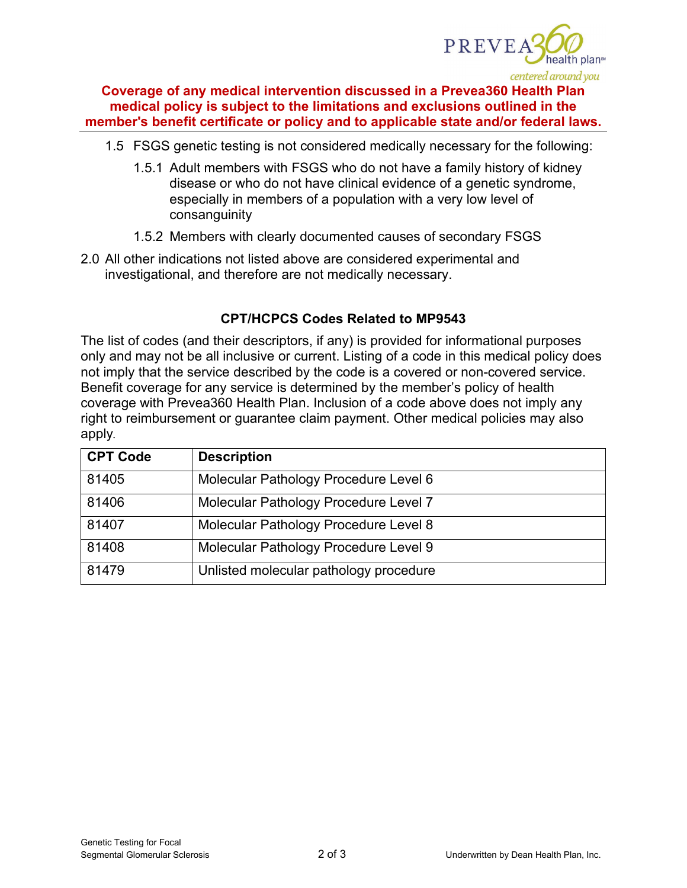**Coverage of any medical intervention discussed in a Prevea360 Health Plan medical policy is subject to the limitations and exclusions outlined in the member's benefit certificate or policy and to applicable state and/or federal laws.**

1.5 FSGS genetic testing is not considered medically necessary for the following:

   1.5.1 Adult members with FSGS who do not have a family history of kidney disease or who do not have clinical evidence of a genetic syndrome, especially in members of a population with a very low level of consanguinity

   1.5.2 Members with clearly documented causes of secondary FSGS

2.0 All other indications not listed above are considered experimental and investigational, and therefore are not medically necessary.

### CPT/HCPCS Codes Related to MP9543

The list of codes (and their descriptors, if any) is provided for informational purposes only and may not be all inclusive or current. Listing of a code in this medical policy does not imply that the service described by the code is a covered or non-covered service. Benefit coverage for any service is determined by the member's policy of health coverage with Prevea360 Health Plan. Inclusion of a code above does not imply any right to reimbursement or guarantee claim payment. Other medical policies may also apply.

| CPT Code | Description |
|---|---|
| 81405 | Molecular Pathology Procedure Level 6 |
| 81406 | Molecular Pathology Procedure Level 7 |
| 81407 | Molecular Pathology Procedure Level 8 |
| 81408 | Molecular Pathology Procedure Level 9 |
| 81479 | Unlisted molecular pathology procedure |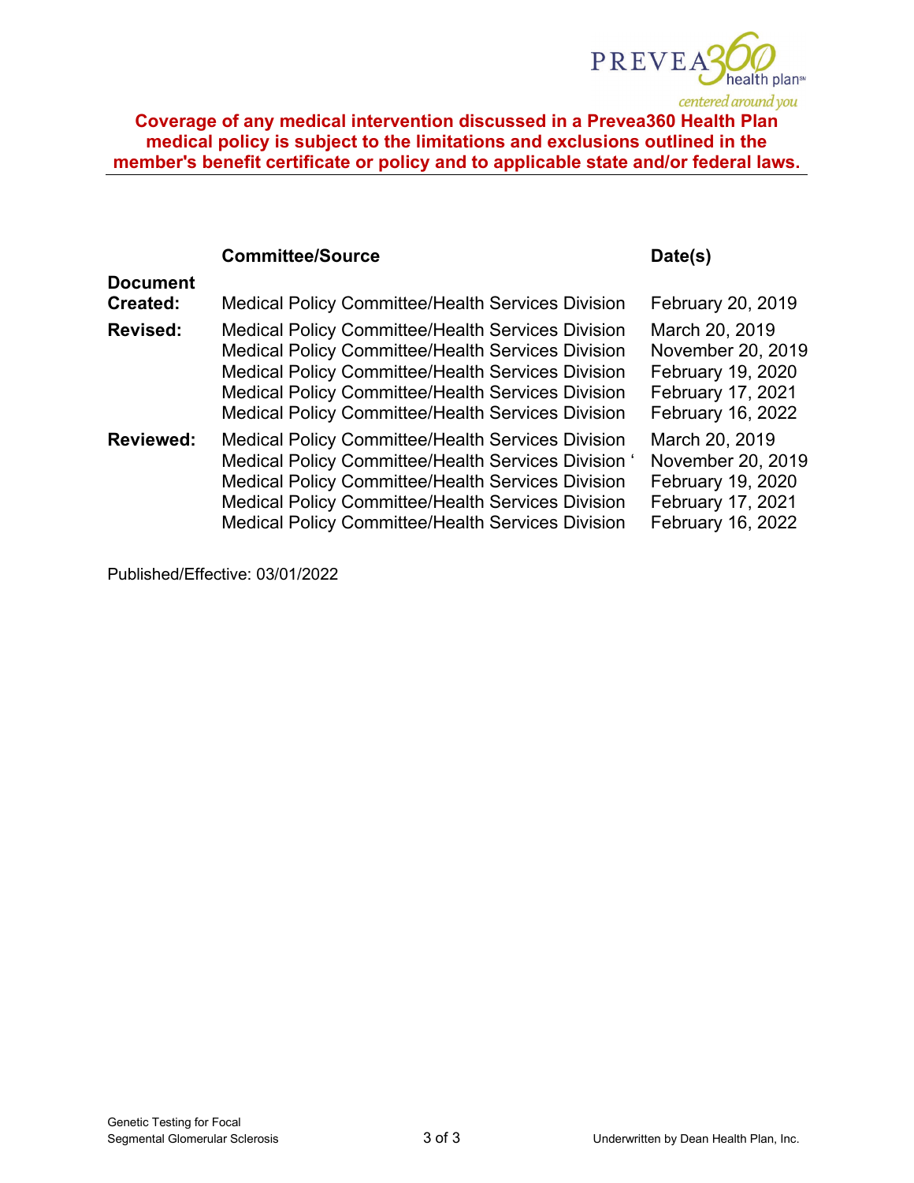**Coverage of any medical intervention discussed in a Prevea360 Health Plan medical policy is subject to the limitations and exclusions outlined in the member's benefit certificate or policy and to applicable state and/or federal laws.**

| | Committee/Source | Date(s) |
|---|---|---|
| **Document Created:** | Medical Policy Committee/Health Services Division | February 20, 2019 |
| **Revised:** | Medical Policy Committee/Health Services Division | March 20, 2019 |
| | Medical Policy Committee/Health Services Division | November 20, 2019 |
| | Medical Policy Committee/Health Services Division | February 19, 2020 |
| | Medical Policy Committee/Health Services Division | February 17, 2021 |
| | Medical Policy Committee/Health Services Division | February 16, 2022 |
| **Reviewed:** | Medical Policy Committee/Health Services Division | March 20, 2019 |
| | Medical Policy Committee/Health Services Division ‘ | November 20, 2019 |
| | Medical Policy Committee/Health Services Division | February 19, 2020 |
| | Medical Policy Committee/Health Services Division | February 17, 2021 |
| | Medical Policy Committee/Health Services Division | February 16, 2022 |

Published/Effective: 03/01/2022